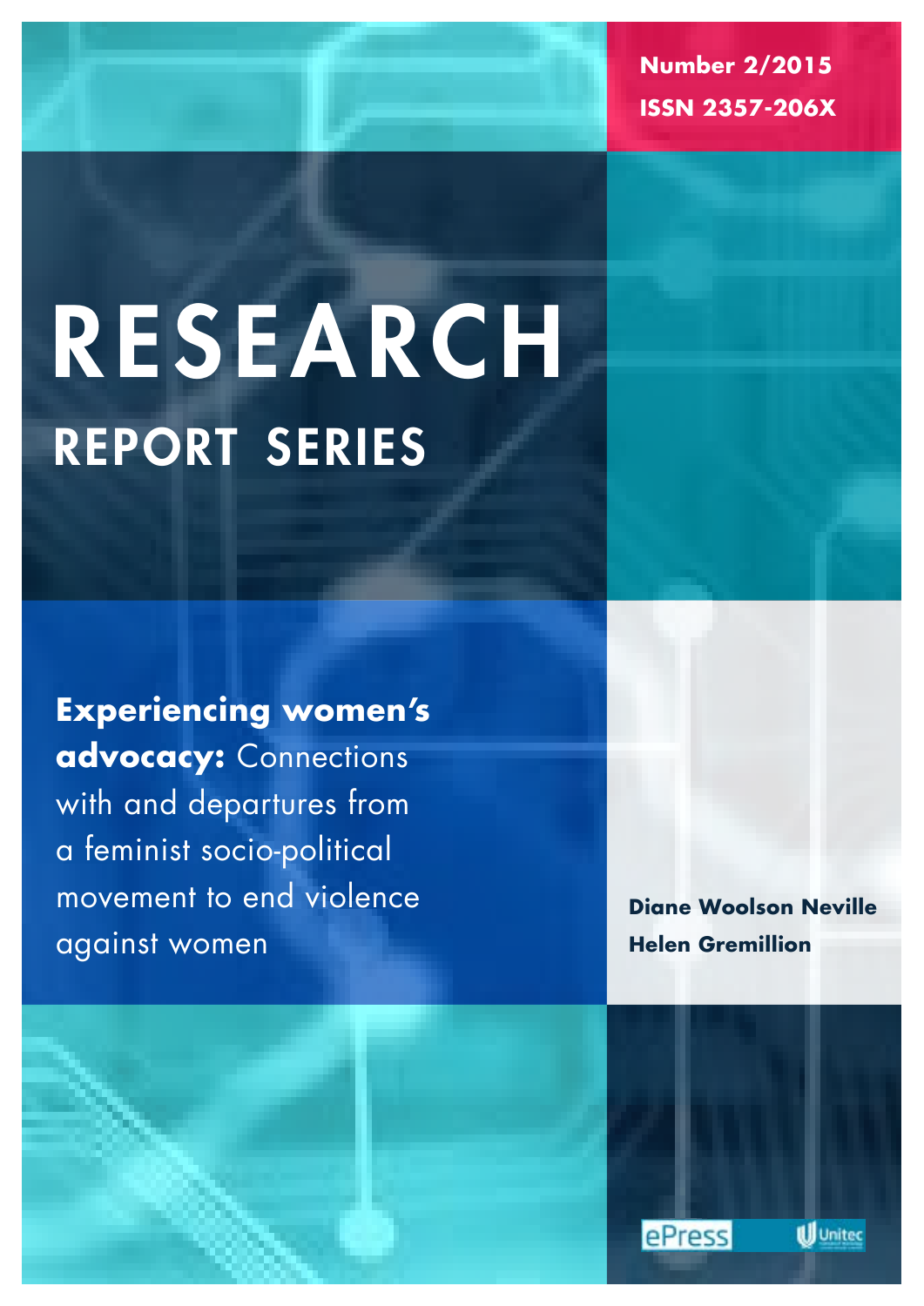Number 2/2015

ISSN 2357-206X

# RESEARCH

## REPORT SERIES

**Experiencing women's advocacy:** Connections with and departures from a feminist socio-political movement to end violence against women

**Diane Woolson Neville**

**Helen Gremillion**

ePress Unitec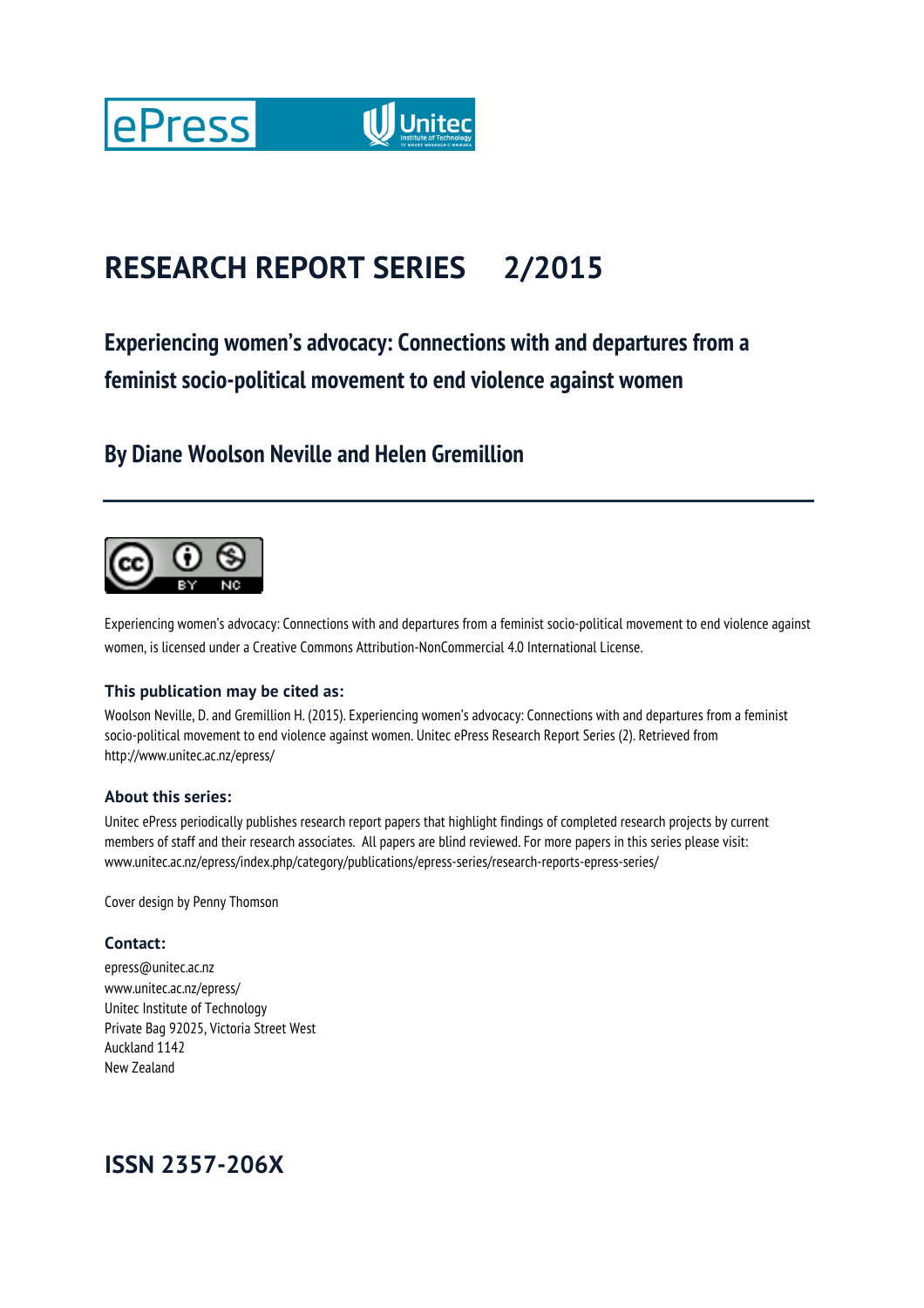# RESEARCH REPORT SERIES 2/2015

## Experiencing women's advocacy: Connections with and departures from a feminist socio-political movement to end violence against women

## By Diane Woolson Neville and Helen Gremillion

---

Experiencing women's advocacy: Connections with and departures from a feminist socio-political movement to end violence against women, is licensed under a Creative Commons Attribution-NonCommercial 4.0 International License.

### This publication may be cited as:

Woolson Neville, D. and Gremillion H. (2015). Experiencing women's advocacy: Connections with and departures from a feminist socio-political movement to end violence against women. Unitec ePress Research Report Series (2). Retrieved from http://www.unitec.ac.nz/epress/

### About this series:

Unitec ePress periodically publishes research report papers that highlight findings of completed research projects by current members of staff and their research associates. All papers are blind reviewed. For more papers in this series please visit: www.unitec.ac.nz/epress/index.php/category/publications/epress-series/research-reports-epress-series/

Cover design by Penny Thomson

### Contact:

epress@unitec.ac.nz
www.unitec.ac.nz/epress/
Unitec Institute of Technology
Private Bag 92025, Victoria Street West
Auckland 1142
New Zealand

## ISSN 2357-206X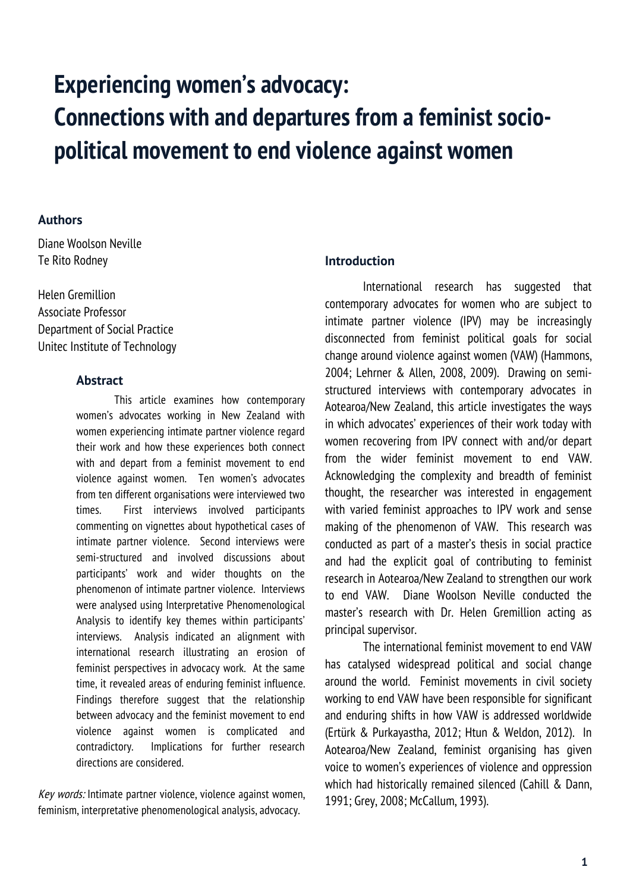# Experiencing women's advocacy: Connections with and departures from a feminist socio-political movement to end violence against women

### Authors

Diane Woolson Neville
Te Rito Rodney

Helen Gremillion
Associate Professor
Department of Social Practice
Unitec Institute of Technology

### Abstract

This article examines how contemporary women's advocates working in New Zealand with women experiencing intimate partner violence regard their work and how these experiences both connect with and depart from a feminist movement to end violence against women. Ten women's advocates from ten different organisations were interviewed two times. First interviews involved participants commenting on vignettes about hypothetical cases of intimate partner violence. Second interviews were semi-structured and involved discussions about participants' work and wider thoughts on the phenomenon of intimate partner violence. Interviews were analysed using Interpretative Phenomenological Analysis to identify key themes within participants' interviews. Analysis indicated an alignment with international research illustrating an erosion of feminist perspectives in advocacy work. At the same time, it revealed areas of enduring feminist influence. Findings therefore suggest that the relationship between advocacy and the feminist movement to end violence against women is complicated and contradictory. Implications for further research directions are considered.

*Key words:* Intimate partner violence, violence against women, feminism, interpretative phenomenological analysis, advocacy.

### Introduction

International research has suggested that contemporary advocates for women who are subject to intimate partner violence (IPV) may be increasingly disconnected from feminist political goals for social change around violence against women (VAW) (Hammons, 2004; Lehrner & Allen, 2008, 2009). Drawing on semi-structured interviews with contemporary advocates in Aotearoa/New Zealand, this article investigates the ways in which advocates' experiences of their work today with women recovering from IPV connect with and/or depart from the wider feminist movement to end VAW. Acknowledging the complexity and breadth of feminist thought, the researcher was interested in engagement with varied feminist approaches to IPV work and sense making of the phenomenon of VAW. This research was conducted as part of a master's thesis in social practice and had the explicit goal of contributing to feminist research in Aotearoa/New Zealand to strengthen our work to end VAW. Diane Woolson Neville conducted the master's research with Dr. Helen Gremillion acting as principal supervisor.

The international feminist movement to end VAW has catalysed widespread political and social change around the world. Feminist movements in civil society working to end VAW have been responsible for significant and enduring shifts in how VAW is addressed worldwide (Ertürk & Purkayastha, 2012; Htun & Weldon, 2012). In Aotearoa/New Zealand, feminist organising has given voice to women's experiences of violence and oppression which had historically remained silenced (Cahill & Dann, 1991; Grey, 2008; McCallum, 1993).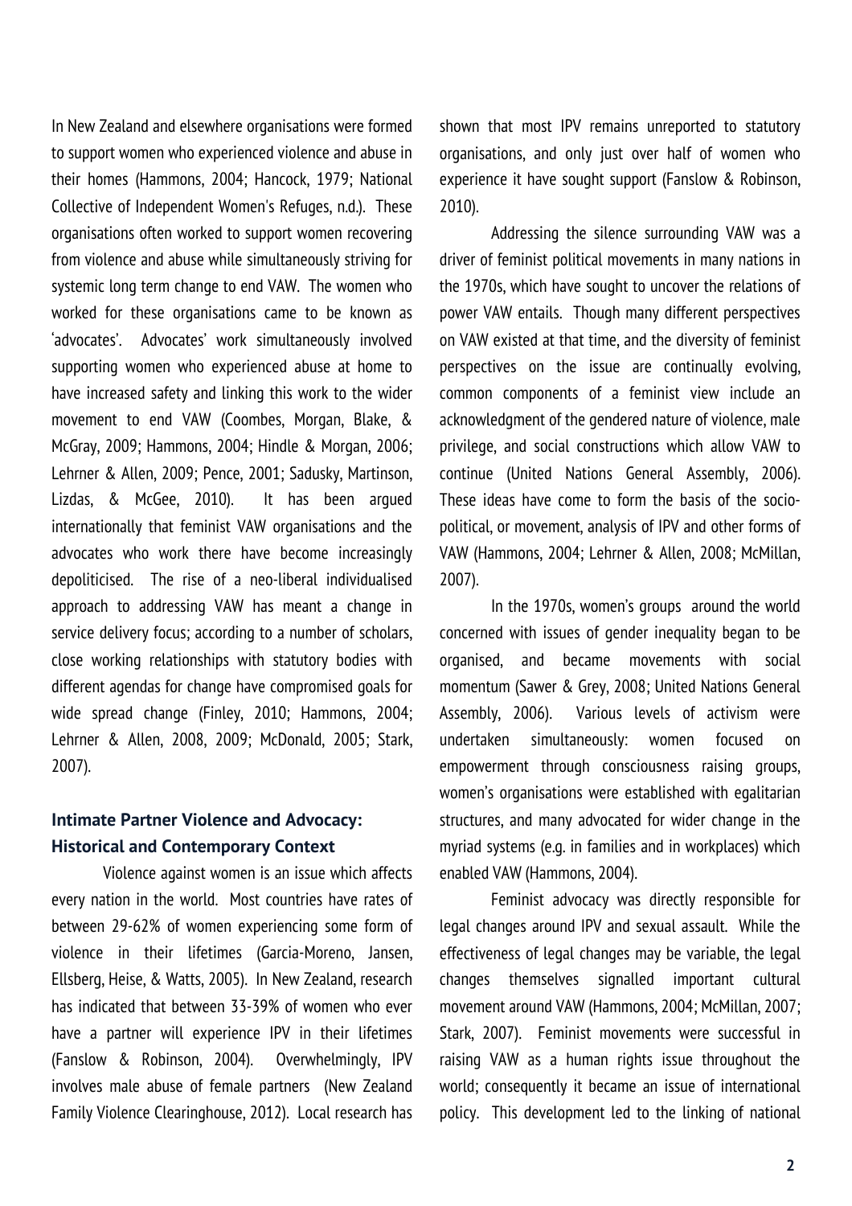In New Zealand and elsewhere organisations were formed to support women who experienced violence and abuse in their homes (Hammons, 2004; Hancock, 1979; National Collective of Independent Women's Refuges, n.d.). These organisations often worked to support women recovering from violence and abuse while simultaneously striving for systemic long term change to end VAW. The women who worked for these organisations came to be known as 'advocates'. Advocates' work simultaneously involved supporting women who experienced abuse at home to have increased safety and linking this work to the wider movement to end VAW (Coombes, Morgan, Blake, & McGray, 2009; Hammons, 2004; Hindle & Morgan, 2006; Lehrner & Allen, 2009; Pence, 2001; Sadusky, Martinson, Lizdas, & McGee, 2010). It has been argued internationally that feminist VAW organisations and the advocates who work there have become increasingly depoliticised. The rise of a neo-liberal individualised approach to addressing VAW has meant a change in service delivery focus; according to a number of scholars, close working relationships with statutory bodies with different agendas for change have compromised goals for wide spread change (Finley, 2010; Hammons, 2004; Lehrner & Allen, 2008, 2009; McDonald, 2005; Stark, 2007).

## Intimate Partner Violence and Advocacy: Historical and Contemporary Context

Violence against women is an issue which affects every nation in the world. Most countries have rates of between 29-62% of women experiencing some form of violence in their lifetimes (Garcia-Moreno, Jansen, Ellsberg, Heise, & Watts, 2005). In New Zealand, research has indicated that between 33-39% of women who ever have a partner will experience IPV in their lifetimes (Fanslow & Robinson, 2004). Overwhelmingly, IPV involves male abuse of female partners (New Zealand Family Violence Clearinghouse, 2012). Local research has shown that most IPV remains unreported to statutory organisations, and only just over half of women who experience it have sought support (Fanslow & Robinson, 2010).

Addressing the silence surrounding VAW was a driver of feminist political movements in many nations in the 1970s, which have sought to uncover the relations of power VAW entails. Though many different perspectives on VAW existed at that time, and the diversity of feminist perspectives on the issue are continually evolving, common components of a feminist view include an acknowledgment of the gendered nature of violence, male privilege, and social constructions which allow VAW to continue (United Nations General Assembly, 2006). These ideas have come to form the basis of the socio-political, or movement, analysis of IPV and other forms of VAW (Hammons, 2004; Lehrner & Allen, 2008; McMillan, 2007).

In the 1970s, women's groups around the world concerned with issues of gender inequality began to be organised, and became movements with social momentum (Sawer & Grey, 2008; United Nations General Assembly, 2006). Various levels of activism were undertaken simultaneously: women focused on empowerment through consciousness raising groups, women's organisations were established with egalitarian structures, and many advocated for wider change in the myriad systems (e.g. in families and in workplaces) which enabled VAW (Hammons, 2004).

Feminist advocacy was directly responsible for legal changes around IPV and sexual assault. While the effectiveness of legal changes may be variable, the legal changes themselves signalled important cultural movement around VAW (Hammons, 2004; McMillan, 2007; Stark, 2007). Feminist movements were successful in raising VAW as a human rights issue throughout the world; consequently it became an issue of international policy. This development led to the linking of national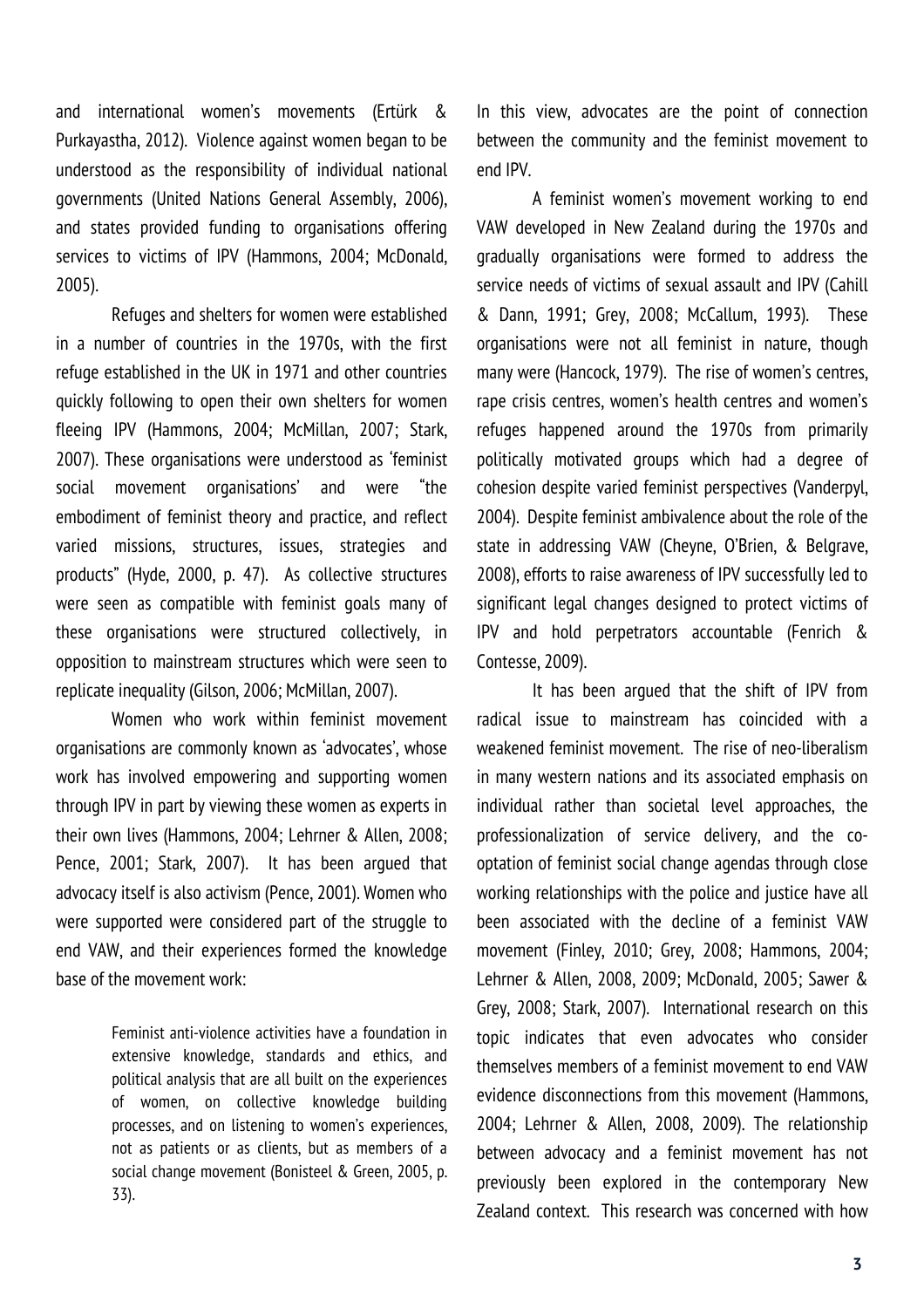and international women's movements (Ertürk & Purkayastha, 2012). Violence against women began to be understood as the responsibility of individual national governments (United Nations General Assembly, 2006), and states provided funding to organisations offering services to victims of IPV (Hammons, 2004; McDonald, 2005).

Refuges and shelters for women were established in a number of countries in the 1970s, with the first refuge established in the UK in 1971 and other countries quickly following to open their own shelters for women fleeing IPV (Hammons, 2004; McMillan, 2007; Stark, 2007). These organisations were understood as 'feminist social movement organisations' and were "the embodiment of feminist theory and practice, and reflect varied missions, structures, issues, strategies and products" (Hyde, 2000, p. 47). As collective structures were seen as compatible with feminist goals many of these organisations were structured collectively, in opposition to mainstream structures which were seen to replicate inequality (Gilson, 2006; McMillan, 2007).

Women who work within feminist movement organisations are commonly known as 'advocates', whose work has involved empowering and supporting women through IPV in part by viewing these women as experts in their own lives (Hammons, 2004; Lehrner & Allen, 2008; Pence, 2001; Stark, 2007). It has been argued that advocacy itself is also activism (Pence, 2001). Women who were supported were considered part of the struggle to end VAW, and their experiences formed the knowledge base of the movement work:

> Feminist anti-violence activities have a foundation in extensive knowledge, standards and ethics, and political analysis that are all built on the experiences of women, on collective knowledge building processes, and on listening to women's experiences, not as patients or as clients, but as members of a social change movement (Bonisteel & Green, 2005, p. 33).

In this view, advocates are the point of connection between the community and the feminist movement to end IPV.

A feminist women's movement working to end VAW developed in New Zealand during the 1970s and gradually organisations were formed to address the service needs of victims of sexual assault and IPV (Cahill & Dann, 1991; Grey, 2008; McCallum, 1993). These organisations were not all feminist in nature, though many were (Hancock, 1979). The rise of women's centres, rape crisis centres, women's health centres and women's refuges happened around the 1970s from primarily politically motivated groups which had a degree of cohesion despite varied feminist perspectives (Vanderpyl, 2004). Despite feminist ambivalence about the role of the state in addressing VAW (Cheyne, O'Brien, & Belgrave, 2008), efforts to raise awareness of IPV successfully led to significant legal changes designed to protect victims of IPV and hold perpetrators accountable (Fenrich & Contesse, 2009).

It has been argued that the shift of IPV from radical issue to mainstream has coincided with a weakened feminist movement. The rise of neo-liberalism in many western nations and its associated emphasis on individual rather than societal level approaches, the professionalization of service delivery, and the co-optation of feminist social change agendas through close working relationships with the police and justice have all been associated with the decline of a feminist VAW movement (Finley, 2010; Grey, 2008; Hammons, 2004; Lehrner & Allen, 2008, 2009; McDonald, 2005; Sawer & Grey, 2008; Stark, 2007). International research on this topic indicates that even advocates who consider themselves members of a feminist movement to end VAW evidence disconnections from this movement (Hammons, 2004; Lehrner & Allen, 2008, 2009). The relationship between advocacy and a feminist movement has not previously been explored in the contemporary New Zealand context. This research was concerned with how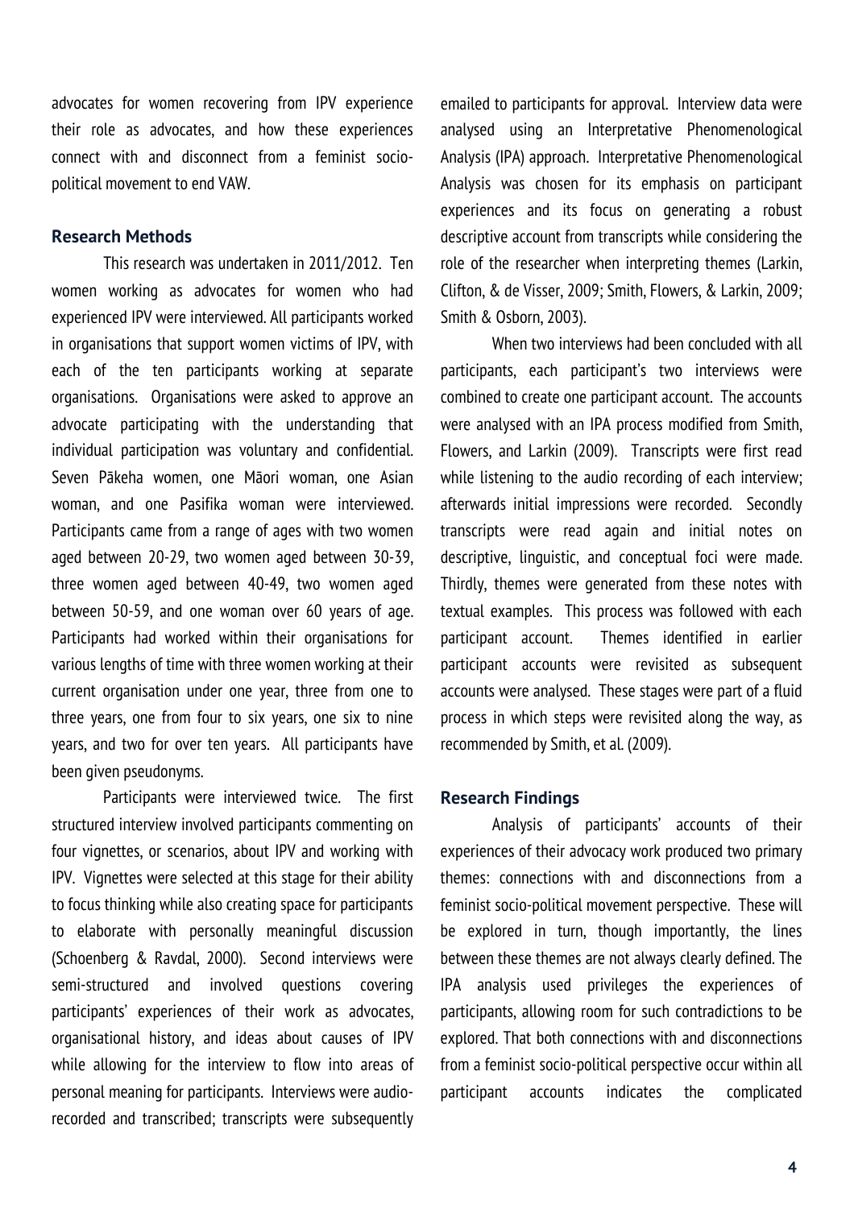advocates for women recovering from IPV experience their role as advocates, and how these experiences connect with and disconnect from a feminist socio-political movement to end VAW.

## Research Methods

This research was undertaken in 2011/2012. Ten women working as advocates for women who had experienced IPV were interviewed. All participants worked in organisations that support women victims of IPV, with each of the ten participants working at separate organisations. Organisations were asked to approve an advocate participating with the understanding that individual participation was voluntary and confidential. Seven Pākeha women, one Māori woman, one Asian woman, and one Pasifika woman were interviewed. Participants came from a range of ages with two women aged between 20-29, two women aged between 30-39, three women aged between 40-49, two women aged between 50-59, and one woman over 60 years of age. Participants had worked within their organisations for various lengths of time with three women working at their current organisation under one year, three from one to three years, one from four to six years, one six to nine years, and two for over ten years. All participants have been given pseudonyms.

Participants were interviewed twice. The first structured interview involved participants commenting on four vignettes, or scenarios, about IPV and working with IPV. Vignettes were selected at this stage for their ability to focus thinking while also creating space for participants to elaborate with personally meaningful discussion (Schoenberg & Ravdal, 2000). Second interviews were semi-structured and involved questions covering participants' experiences of their work as advocates, organisational history, and ideas about causes of IPV while allowing for the interview to flow into areas of personal meaning for participants. Interviews were audio-recorded and transcribed; transcripts were subsequently emailed to participants for approval. Interview data were analysed using an Interpretative Phenomenological Analysis (IPA) approach. Interpretative Phenomenological Analysis was chosen for its emphasis on participant experiences and its focus on generating a robust descriptive account from transcripts while considering the role of the researcher when interpreting themes (Larkin, Clifton, & de Visser, 2009; Smith, Flowers, & Larkin, 2009; Smith & Osborn, 2003).

When two interviews had been concluded with all participants, each participant's two interviews were combined to create one participant account. The accounts were analysed with an IPA process modified from Smith, Flowers, and Larkin (2009). Transcripts were first read while listening to the audio recording of each interview; afterwards initial impressions were recorded. Secondly transcripts were read again and initial notes on descriptive, linguistic, and conceptual foci were made. Thirdly, themes were generated from these notes with textual examples. This process was followed with each participant account. Themes identified in earlier participant accounts were revisited as subsequent accounts were analysed. These stages were part of a fluid process in which steps were revisited along the way, as recommended by Smith, et al. (2009).

## Research Findings

Analysis of participants' accounts of their experiences of their advocacy work produced two primary themes: connections with and disconnections from a feminist socio-political movement perspective. These will be explored in turn, though importantly, the lines between these themes are not always clearly defined. The IPA analysis used privileges the experiences of participants, allowing room for such contradictions to be explored. That both connections with and disconnections from a feminist socio-political perspective occur within all participant accounts indicates the complicated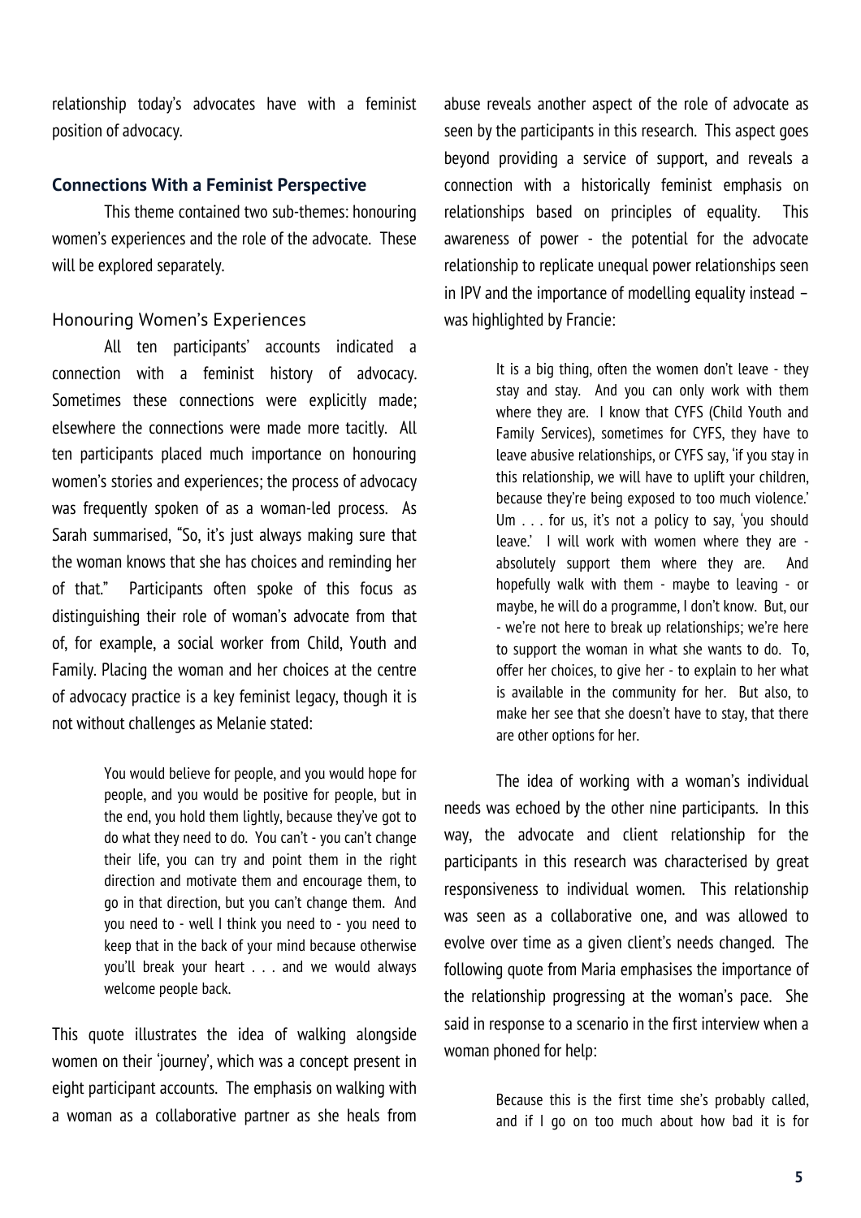relationship today's advocates have with a feminist position of advocacy.

### Connections With a Feminist Perspective

This theme contained two sub-themes: honouring women's experiences and the role of the advocate. These will be explored separately.

#### Honouring Women's Experiences

All ten participants' accounts indicated a connection with a feminist history of advocacy. Sometimes these connections were explicitly made; elsewhere the connections were made more tacitly. All ten participants placed much importance on honouring women's stories and experiences; the process of advocacy was frequently spoken of as a woman-led process. As Sarah summarised, "So, it's just always making sure that the woman knows that she has choices and reminding her of that." Participants often spoke of this focus as distinguishing their role of woman's advocate from that of, for example, a social worker from Child, Youth and Family. Placing the woman and her choices at the centre of advocacy practice is a key feminist legacy, though it is not without challenges as Melanie stated:

> You would believe for people, and you would hope for people, and you would be positive for people, but in the end, you hold them lightly, because they've got to do what they need to do. You can't - you can't change their life, you can try and point them in the right direction and motivate them and encourage them, to go in that direction, but you can't change them. And you need to - well I think you need to - you need to keep that in the back of your mind because otherwise you'll break your heart . . . and we would always welcome people back.

This quote illustrates the idea of walking alongside women on their 'journey', which was a concept present in eight participant accounts. The emphasis on walking with a woman as a collaborative partner as she heals from abuse reveals another aspect of the role of advocate as seen by the participants in this research. This aspect goes beyond providing a service of support, and reveals a connection with a historically feminist emphasis on relationships based on principles of equality. This awareness of power - the potential for the advocate relationship to replicate unequal power relationships seen in IPV and the importance of modelling equality instead – was highlighted by Francie:

> It is a big thing, often the women don't leave - they stay and stay. And you can only work with them where they are. I know that CYFS (Child Youth and Family Services), sometimes for CYFS, they have to leave abusive relationships, or CYFS say, 'if you stay in this relationship, we will have to uplift your children, because they're being exposed to too much violence.' Um . . . for us, it's not a policy to say, 'you should leave.' I will work with women where they are - absolutely support them where they are. And hopefully walk with them - maybe to leaving - or maybe, he will do a programme, I don't know. But, our - we're not here to break up relationships; we're here to support the woman in what she wants to do. To, offer her choices, to give her - to explain to her what is available in the community for her. But also, to make her see that she doesn't have to stay, that there are other options for her.

The idea of working with a woman's individual needs was echoed by the other nine participants. In this way, the advocate and client relationship for the participants in this research was characterised by great responsiveness to individual women. This relationship was seen as a collaborative one, and was allowed to evolve over time as a given client's needs changed. The following quote from Maria emphasises the importance of the relationship progressing at the woman's pace. She said in response to a scenario in the first interview when a woman phoned for help:

> Because this is the first time she's probably called, and if I go on too much about how bad it is for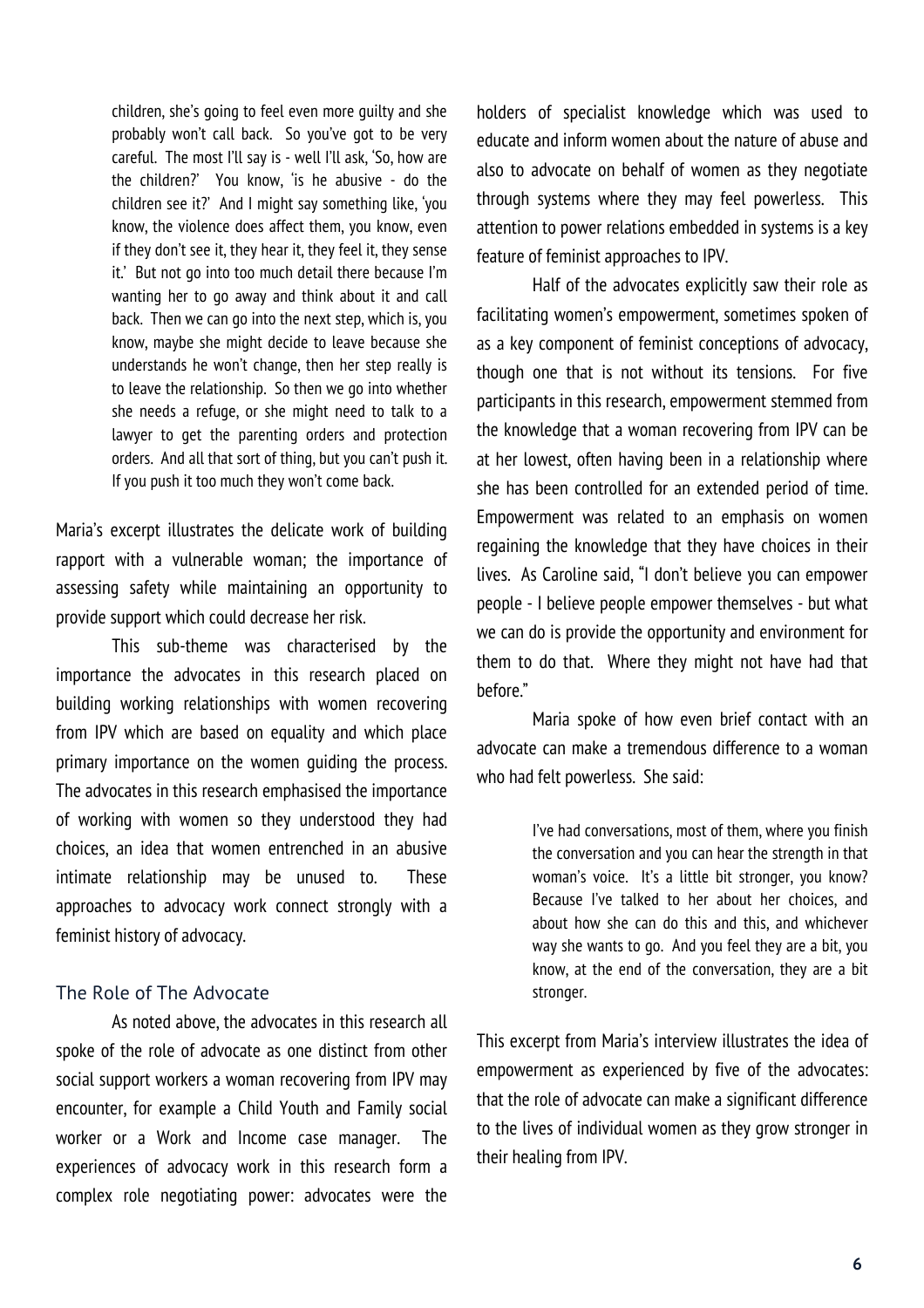> children, she's going to feel even more guilty and she probably won't call back. So you've got to be very careful. The most I'll say is - well I'll ask, 'So, how are the children?' You know, 'is he abusive - do the children see it?' And I might say something like, 'you know, the violence does affect them, you know, even if they don't see it, they hear it, they feel it, they sense it.' But not go into too much detail there because I'm wanting her to go away and think about it and call back. Then we can go into the next step, which is, you know, maybe she might decide to leave because she understands he won't change, then her step really is to leave the relationship. So then we go into whether she needs a refuge, or she might need to talk to a lawyer to get the parenting orders and protection orders. And all that sort of thing, but you can't push it. If you push it too much they won't come back.

Maria's excerpt illustrates the delicate work of building rapport with a vulnerable woman; the importance of assessing safety while maintaining an opportunity to provide support which could decrease her risk.

This sub-theme was characterised by the importance the advocates in this research placed on building working relationships with women recovering from IPV which are based on equality and which place primary importance on the women guiding the process. The advocates in this research emphasised the importance of working with women so they understood they had choices, an idea that women entrenched in an abusive intimate relationship may be unused to. These approaches to advocacy work connect strongly with a feminist history of advocacy.

## The Role of The Advocate

As noted above, the advocates in this research all spoke of the role of advocate as one distinct from other social support workers a woman recovering from IPV may encounter, for example a Child Youth and Family social worker or a Work and Income case manager. The experiences of advocacy work in this research form a complex role negotiating power: advocates were the holders of specialist knowledge which was used to educate and inform women about the nature of abuse and also to advocate on behalf of women as they negotiate through systems where they may feel powerless. This attention to power relations embedded in systems is a key feature of feminist approaches to IPV.

Half of the advocates explicitly saw their role as facilitating women's empowerment, sometimes spoken of as a key component of feminist conceptions of advocacy, though one that is not without its tensions. For five participants in this research, empowerment stemmed from the knowledge that a woman recovering from IPV can be at her lowest, often having been in a relationship where she has been controlled for an extended period of time. Empowerment was related to an emphasis on women regaining the knowledge that they have choices in their lives. As Caroline said, "I don't believe you can empower people - I believe people empower themselves - but what we can do is provide the opportunity and environment for them to do that. Where they might not have had that before."

Maria spoke of how even brief contact with an advocate can make a tremendous difference to a woman who had felt powerless. She said:

> I've had conversations, most of them, where you finish the conversation and you can hear the strength in that woman's voice. It's a little bit stronger, you know? Because I've talked to her about her choices, and about how she can do this and this, and whichever way she wants to go. And you feel they are a bit, you know, at the end of the conversation, they are a bit stronger.

This excerpt from Maria's interview illustrates the idea of empowerment as experienced by five of the advocates: that the role of advocate can make a significant difference to the lives of individual women as they grow stronger in their healing from IPV.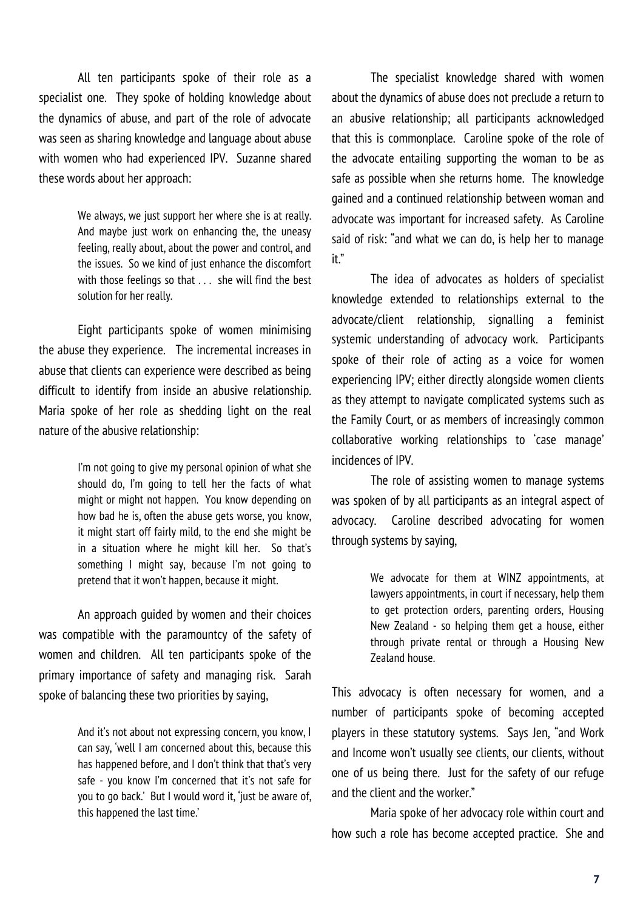All ten participants spoke of their role as a specialist one. They spoke of holding knowledge about the dynamics of abuse, and part of the role of advocate was seen as sharing knowledge and language about abuse with women who had experienced IPV. Suzanne shared these words about her approach:

> We always, we just support her where she is at really. And maybe just work on enhancing the, the uneasy feeling, really about, about the power and control, and the issues. So we kind of just enhance the discomfort with those feelings so that . . . she will find the best solution for her really.

Eight participants spoke of women minimising the abuse they experience. The incremental increases in abuse that clients can experience were described as being difficult to identify from inside an abusive relationship. Maria spoke of her role as shedding light on the real nature of the abusive relationship:

> I'm not going to give my personal opinion of what she should do, I'm going to tell her the facts of what might or might not happen. You know depending on how bad he is, often the abuse gets worse, you know, it might start off fairly mild, to the end she might be in a situation where he might kill her. So that's something I might say, because I'm not going to pretend that it won't happen, because it might.

An approach guided by women and their choices was compatible with the paramountcy of the safety of women and children. All ten participants spoke of the primary importance of safety and managing risk. Sarah spoke of balancing these two priorities by saying,

> And it's not about not expressing concern, you know, I can say, 'well I am concerned about this, because this has happened before, and I don't think that that's very safe - you know I'm concerned that it's not safe for you to go back.' But I would word it, 'just be aware of, this happened the last time.'

The specialist knowledge shared with women about the dynamics of abuse does not preclude a return to an abusive relationship; all participants acknowledged that this is commonplace. Caroline spoke of the role of the advocate entailing supporting the woman to be as safe as possible when she returns home. The knowledge gained and a continued relationship between woman and advocate was important for increased safety. As Caroline said of risk: "and what we can do, is help her to manage it."

The idea of advocates as holders of specialist knowledge extended to relationships external to the advocate/client relationship, signalling a feminist systemic understanding of advocacy work. Participants spoke of their role of acting as a voice for women experiencing IPV; either directly alongside women clients as they attempt to navigate complicated systems such as the Family Court, or as members of increasingly common collaborative working relationships to 'case manage' incidences of IPV.

The role of assisting women to manage systems was spoken of by all participants as an integral aspect of advocacy. Caroline described advocating for women through systems by saying,

> We advocate for them at WINZ appointments, at lawyers appointments, in court if necessary, help them to get protection orders, parenting orders, Housing New Zealand - so helping them get a house, either through private rental or through a Housing New Zealand house.

This advocacy is often necessary for women, and a number of participants spoke of becoming accepted players in these statutory systems. Says Jen, "and Work and Income won't usually see clients, our clients, without one of us being there. Just for the safety of our refuge and the client and the worker."

Maria spoke of her advocacy role within court and how such a role has become accepted practice. She and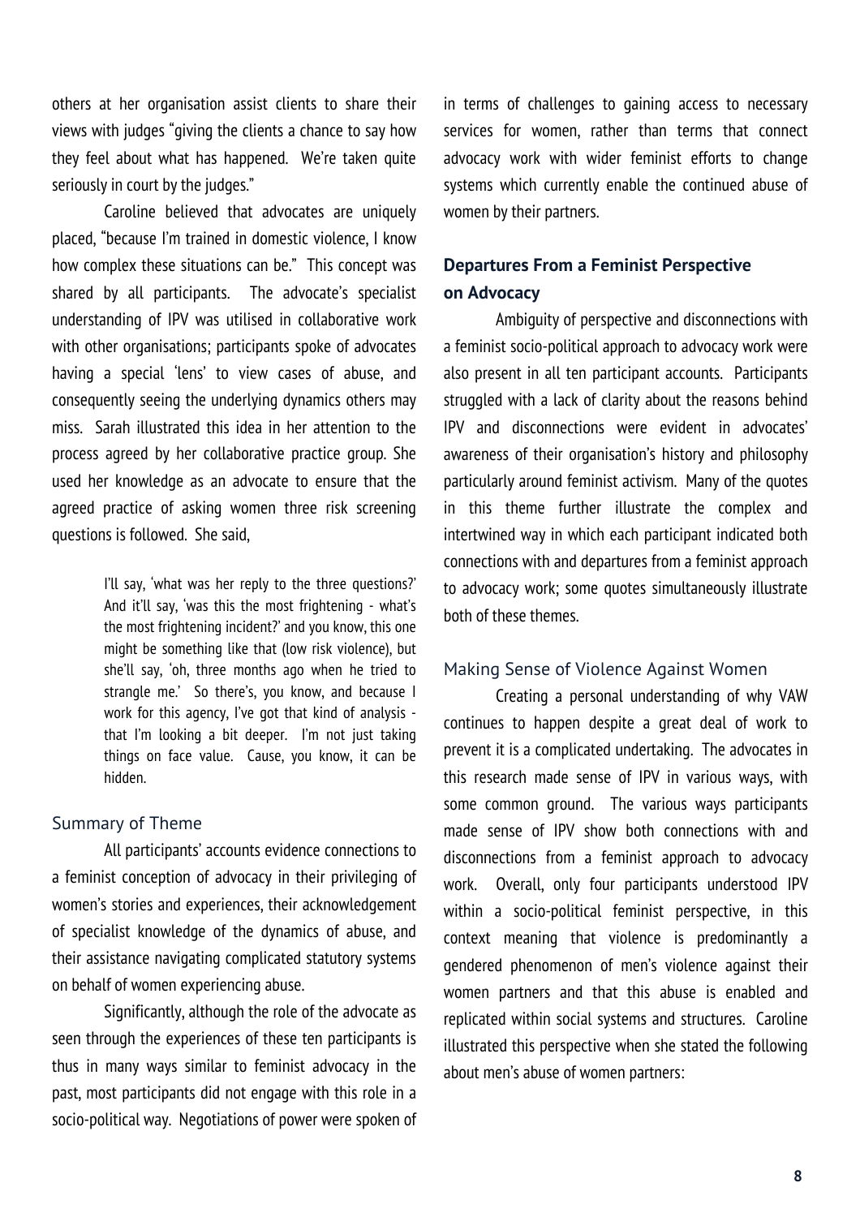others at her organisation assist clients to share their views with judges "giving the clients a chance to say how they feel about what has happened. We're taken quite seriously in court by the judges."

Caroline believed that advocates are uniquely placed, "because I'm trained in domestic violence, I know how complex these situations can be." This concept was shared by all participants. The advocate's specialist understanding of IPV was utilised in collaborative work with other organisations; participants spoke of advocates having a special 'lens' to view cases of abuse, and consequently seeing the underlying dynamics others may miss. Sarah illustrated this idea in her attention to the process agreed by her collaborative practice group. She used her knowledge as an advocate to ensure that the agreed practice of asking women three risk screening questions is followed. She said,

> I'll say, 'what was her reply to the three questions?' And it'll say, 'was this the most frightening - what's the most frightening incident?' and you know, this one might be something like that (low risk violence), but she'll say, 'oh, three months ago when he tried to strangle me.' So there's, you know, and because I work for this agency, I've got that kind of analysis - that I'm looking a bit deeper. I'm not just taking things on face value. Cause, you know, it can be hidden.

### Summary of Theme

All participants' accounts evidence connections to a feminist conception of advocacy in their privileging of women's stories and experiences, their acknowledgement of specialist knowledge of the dynamics of abuse, and their assistance navigating complicated statutory systems on behalf of women experiencing abuse.

Significantly, although the role of the advocate as seen through the experiences of these ten participants is thus in many ways similar to feminist advocacy in the past, most participants did not engage with this role in a socio-political way. Negotiations of power were spoken of in terms of challenges to gaining access to necessary services for women, rather than terms that connect advocacy work with wider feminist efforts to change systems which currently enable the continued abuse of women by their partners.

## Departures From a Feminist Perspective on Advocacy

Ambiguity of perspective and disconnections with a feminist socio-political approach to advocacy work were also present in all ten participant accounts. Participants struggled with a lack of clarity about the reasons behind IPV and disconnections were evident in advocates' awareness of their organisation's history and philosophy particularly around feminist activism. Many of the quotes in this theme further illustrate the complex and intertwined way in which each participant indicated both connections with and departures from a feminist approach to advocacy work; some quotes simultaneously illustrate both of these themes.

### Making Sense of Violence Against Women

Creating a personal understanding of why VAW continues to happen despite a great deal of work to prevent it is a complicated undertaking. The advocates in this research made sense of IPV in various ways, with some common ground. The various ways participants made sense of IPV show both connections with and disconnections from a feminist approach to advocacy work. Overall, only four participants understood IPV within a socio-political feminist perspective, in this context meaning that violence is predominantly a gendered phenomenon of men's violence against their women partners and that this abuse is enabled and replicated within social systems and structures. Caroline illustrated this perspective when she stated the following about men's abuse of women partners: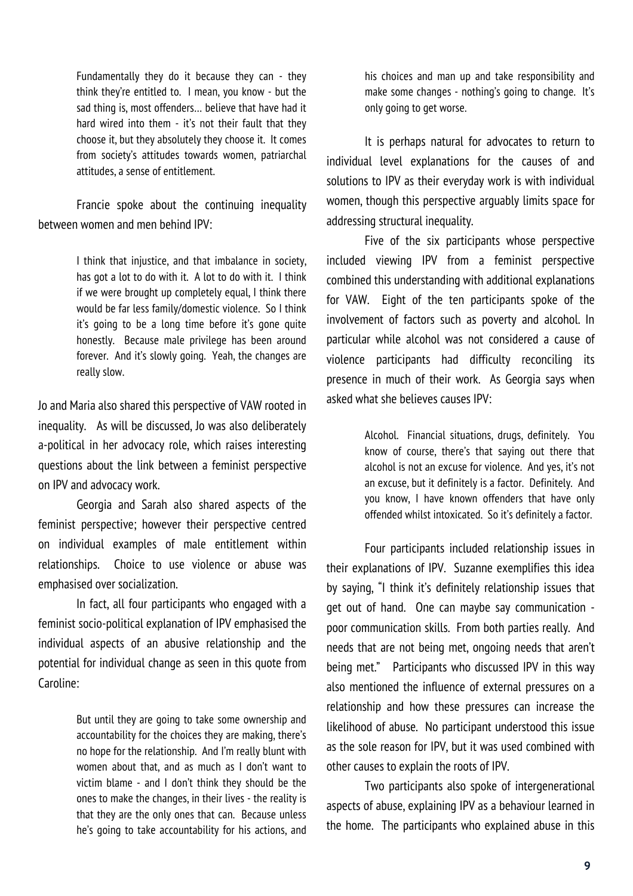> Fundamentally they do it because they can - they think they're entitled to. I mean, you know - but the sad thing is, most offenders… believe that have had it hard wired into them - it's not their fault that they choose it, but they absolutely they choose it. It comes from society's attitudes towards women, patriarchal attitudes, a sense of entitlement.

Francie spoke about the continuing inequality between women and men behind IPV:

> I think that injustice, and that imbalance in society, has got a lot to do with it. A lot to do with it. I think if we were brought up completely equal, I think there would be far less family/domestic violence. So I think it's going to be a long time before it's gone quite honestly. Because male privilege has been around forever. And it's slowly going. Yeah, the changes are really slow.

Jo and Maria also shared this perspective of VAW rooted in inequality. As will be discussed, Jo was also deliberately a-political in her advocacy role, which raises interesting questions about the link between a feminist perspective on IPV and advocacy work.

Georgia and Sarah also shared aspects of the feminist perspective; however their perspective centred on individual examples of male entitlement within relationships. Choice to use violence or abuse was emphasised over socialization.

In fact, all four participants who engaged with a feminist socio-political explanation of IPV emphasised the individual aspects of an abusive relationship and the potential for individual change as seen in this quote from Caroline:

> But until they are going to take some ownership and accountability for the choices they are making, there's no hope for the relationship. And I'm really blunt with women about that, and as much as I don't want to victim blame - and I don't think they should be the ones to make the changes, in their lives - the reality is that they are the only ones that can. Because unless he's going to take accountability for his actions, and his choices and man up and take responsibility and make some changes - nothing's going to change. It's only going to get worse.

It is perhaps natural for advocates to return to individual level explanations for the causes of and solutions to IPV as their everyday work is with individual women, though this perspective arguably limits space for addressing structural inequality.

Five of the six participants whose perspective included viewing IPV from a feminist perspective combined this understanding with additional explanations for VAW. Eight of the ten participants spoke of the involvement of factors such as poverty and alcohol. In particular while alcohol was not considered a cause of violence participants had difficulty reconciling its presence in much of their work. As Georgia says when asked what she believes causes IPV:

> Alcohol. Financial situations, drugs, definitely. You know of course, there's that saying out there that alcohol is not an excuse for violence. And yes, it's not an excuse, but it definitely is a factor. Definitely. And you know, I have known offenders that have only offended whilst intoxicated. So it's definitely a factor.

Four participants included relationship issues in their explanations of IPV. Suzanne exemplifies this idea by saying, "I think it's definitely relationship issues that get out of hand. One can maybe say communication - poor communication skills. From both parties really. And needs that are not being met, ongoing needs that aren't being met." Participants who discussed IPV in this way also mentioned the influence of external pressures on a relationship and how these pressures can increase the likelihood of abuse. No participant understood this issue as the sole reason for IPV, but it was used combined with other causes to explain the roots of IPV.

Two participants also spoke of intergenerational aspects of abuse, explaining IPV as a behaviour learned in the home. The participants who explained abuse in this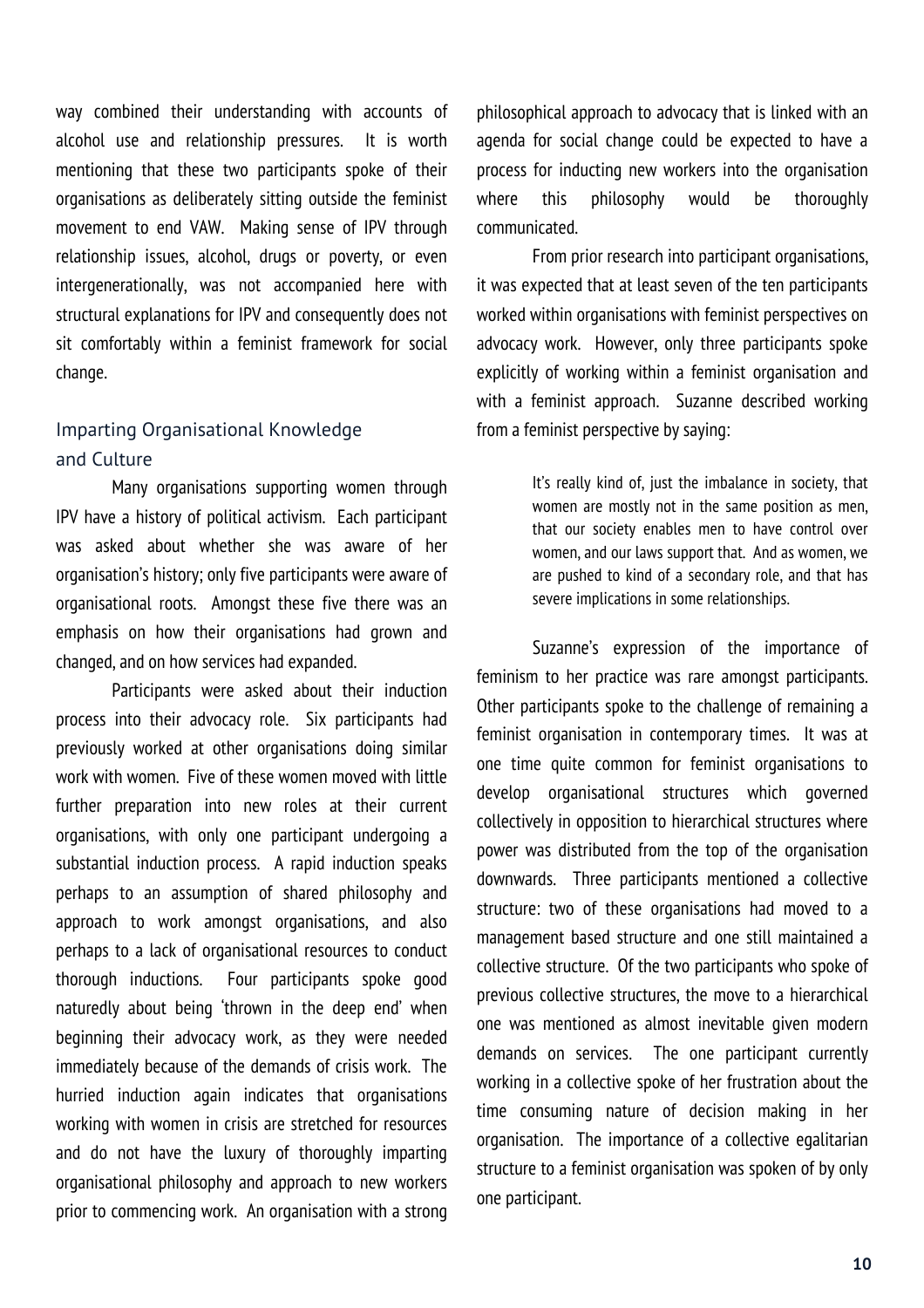way combined their understanding with accounts of alcohol use and relationship pressures. It is worth mentioning that these two participants spoke of their organisations as deliberately sitting outside the feminist movement to end VAW. Making sense of IPV through relationship issues, alcohol, drugs or poverty, or even intergenerationally, was not accompanied here with structural explanations for IPV and consequently does not sit comfortably within a feminist framework for social change.

## Imparting Organisational Knowledge and Culture

Many organisations supporting women through IPV have a history of political activism. Each participant was asked about whether she was aware of her organisation's history; only five participants were aware of organisational roots. Amongst these five there was an emphasis on how their organisations had grown and changed, and on how services had expanded.

Participants were asked about their induction process into their advocacy role. Six participants had previously worked at other organisations doing similar work with women. Five of these women moved with little further preparation into new roles at their current organisations, with only one participant undergoing a substantial induction process. A rapid induction speaks perhaps to an assumption of shared philosophy and approach to work amongst organisations, and also perhaps to a lack of organisational resources to conduct thorough inductions. Four participants spoke good naturedly about being 'thrown in the deep end' when beginning their advocacy work, as they were needed immediately because of the demands of crisis work. The hurried induction again indicates that organisations working with women in crisis are stretched for resources and do not have the luxury of thoroughly imparting organisational philosophy and approach to new workers prior to commencing work. An organisation with a strong philosophical approach to advocacy that is linked with an agenda for social change could be expected to have a process for inducting new workers into the organisation where this philosophy would be thoroughly communicated.

From prior research into participant organisations, it was expected that at least seven of the ten participants worked within organisations with feminist perspectives on advocacy work. However, only three participants spoke explicitly of working within a feminist organisation and with a feminist approach. Suzanne described working from a feminist perspective by saying:

> It's really kind of, just the imbalance in society, that women are mostly not in the same position as men, that our society enables men to have control over women, and our laws support that. And as women, we are pushed to kind of a secondary role, and that has severe implications in some relationships.

Suzanne's expression of the importance of feminism to her practice was rare amongst participants. Other participants spoke to the challenge of remaining a feminist organisation in contemporary times. It was at one time quite common for feminist organisations to develop organisational structures which governed collectively in opposition to hierarchical structures where power was distributed from the top of the organisation downwards. Three participants mentioned a collective structure: two of these organisations had moved to a management based structure and one still maintained a collective structure. Of the two participants who spoke of previous collective structures, the move to a hierarchical one was mentioned as almost inevitable given modern demands on services. The one participant currently working in a collective spoke of her frustration about the time consuming nature of decision making in her organisation. The importance of a collective egalitarian structure to a feminist organisation was spoken of by only one participant.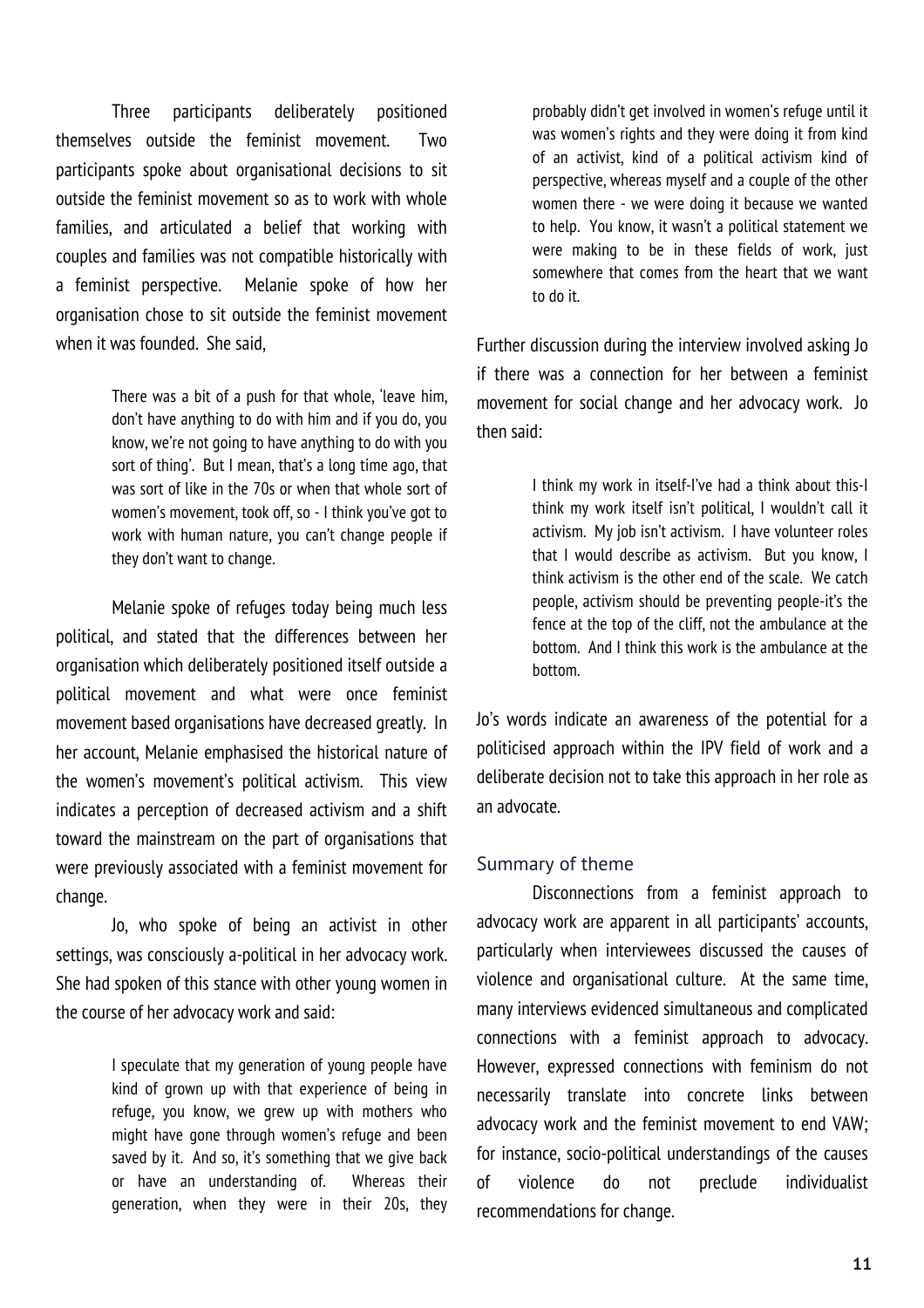Three participants deliberately positioned themselves outside the feminist movement. Two participants spoke about organisational decisions to sit outside the feminist movement so as to work with whole families, and articulated a belief that working with couples and families was not compatible historically with a feminist perspective. Melanie spoke of how her organisation chose to sit outside the feminist movement when it was founded. She said,

> There was a bit of a push for that whole, 'leave him, don't have anything to do with him and if you do, you know, we're not going to have anything to do with you sort of thing'. But I mean, that's a long time ago, that was sort of like in the 70s or when that whole sort of women's movement, took off, so - I think you've got to work with human nature, you can't change people if they don't want to change.

Melanie spoke of refuges today being much less political, and stated that the differences between her organisation which deliberately positioned itself outside a political movement and what were once feminist movement based organisations have decreased greatly. In her account, Melanie emphasised the historical nature of the women's movement's political activism. This view indicates a perception of decreased activism and a shift toward the mainstream on the part of organisations that were previously associated with a feminist movement for change.

Jo, who spoke of being an activist in other settings, was consciously a-political in her advocacy work. She had spoken of this stance with other young women in the course of her advocacy work and said:

> I speculate that my generation of young people have kind of grown up with that experience of being in refuge, you know, we grew up with mothers who might have gone through women's refuge and been saved by it. And so, it's something that we give back or have an understanding of. Whereas their generation, when they were in their 20s, they probably didn't get involved in women's refuge until it was women's rights and they were doing it from kind of an activist, kind of a political activism kind of perspective, whereas myself and a couple of the other women there - we were doing it because we wanted to help. You know, it wasn't a political statement we were making to be in these fields of work, just somewhere that comes from the heart that we want to do it.

Further discussion during the interview involved asking Jo if there was a connection for her between a feminist movement for social change and her advocacy work. Jo then said:

> I think my work in itself-I've had a think about this-I think my work itself isn't political, I wouldn't call it activism. My job isn't activism. I have volunteer roles that I would describe as activism. But you know, I think activism is the other end of the scale. We catch people, activism should be preventing people-it's the fence at the top of the cliff, not the ambulance at the bottom. And I think this work is the ambulance at the bottom.

Jo's words indicate an awareness of the potential for a politicised approach within the IPV field of work and a deliberate decision not to take this approach in her role as an advocate.

### Summary of theme

Disconnections from a feminist approach to advocacy work are apparent in all participants' accounts, particularly when interviewees discussed the causes of violence and organisational culture. At the same time, many interviews evidenced simultaneous and complicated connections with a feminist approach to advocacy. However, expressed connections with feminism do not necessarily translate into concrete links between advocacy work and the feminist movement to end VAW; for instance, socio-political understandings of the causes of violence do not preclude individualist recommendations for change.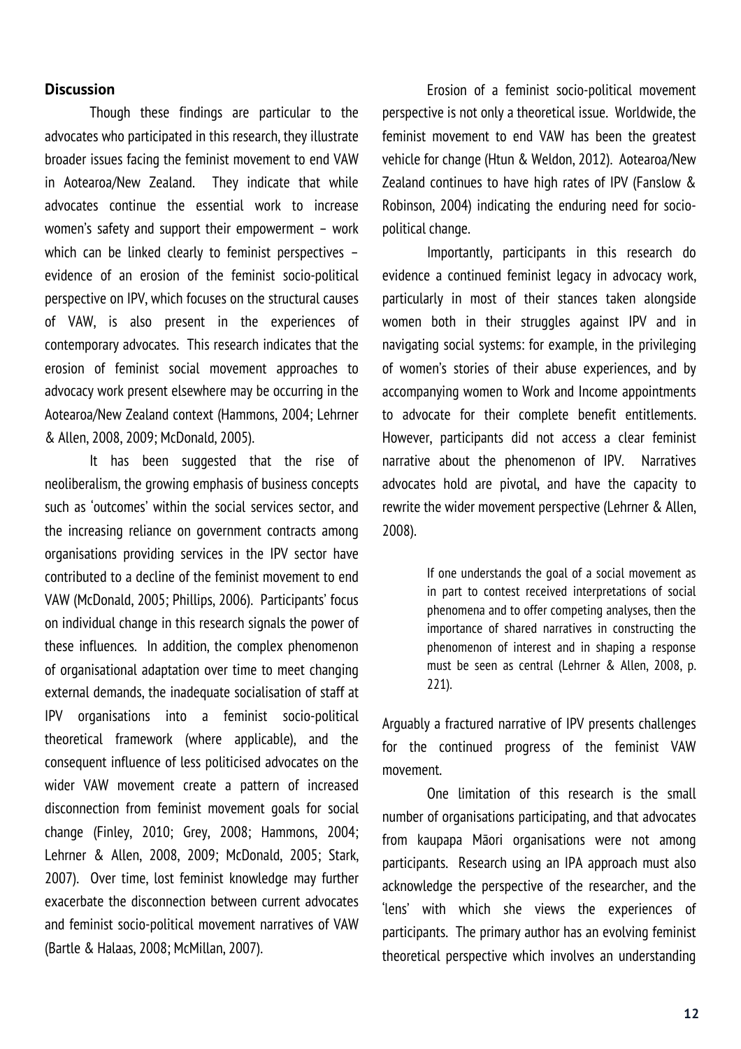## Discussion

Though these findings are particular to the advocates who participated in this research, they illustrate broader issues facing the feminist movement to end VAW in Aotearoa/New Zealand. They indicate that while advocates continue the essential work to increase women's safety and support their empowerment – work which can be linked clearly to feminist perspectives – evidence of an erosion of the feminist socio-political perspective on IPV, which focuses on the structural causes of VAW, is also present in the experiences of contemporary advocates. This research indicates that the erosion of feminist social movement approaches to advocacy work present elsewhere may be occurring in the Aotearoa/New Zealand context (Hammons, 2004; Lehrner & Allen, 2008, 2009; McDonald, 2005).

It has been suggested that the rise of neoliberalism, the growing emphasis of business concepts such as 'outcomes' within the social services sector, and the increasing reliance on government contracts among organisations providing services in the IPV sector have contributed to a decline of the feminist movement to end VAW (McDonald, 2005; Phillips, 2006). Participants' focus on individual change in this research signals the power of these influences. In addition, the complex phenomenon of organisational adaptation over time to meet changing external demands, the inadequate socialisation of staff at IPV organisations into a feminist socio-political theoretical framework (where applicable), and the consequent influence of less politicised advocates on the wider VAW movement create a pattern of increased disconnection from feminist movement goals for social change (Finley, 2010; Grey, 2008; Hammons, 2004; Lehrner & Allen, 2008, 2009; McDonald, 2005; Stark, 2007). Over time, lost feminist knowledge may further exacerbate the disconnection between current advocates and feminist socio-political movement narratives of VAW (Bartle & Halaas, 2008; McMillan, 2007).

Erosion of a feminist socio-political movement perspective is not only a theoretical issue. Worldwide, the feminist movement to end VAW has been the greatest vehicle for change (Htun & Weldon, 2012). Aotearoa/New Zealand continues to have high rates of IPV (Fanslow & Robinson, 2004) indicating the enduring need for socio-political change.

Importantly, participants in this research do evidence a continued feminist legacy in advocacy work, particularly in most of their stances taken alongside women both in their struggles against IPV and in navigating social systems: for example, in the privileging of women's stories of their abuse experiences, and by accompanying women to Work and Income appointments to advocate for their complete benefit entitlements. However, participants did not access a clear feminist narrative about the phenomenon of IPV. Narratives advocates hold are pivotal, and have the capacity to rewrite the wider movement perspective (Lehrner & Allen, 2008).

> If one understands the goal of a social movement as in part to contest received interpretations of social phenomena and to offer competing analyses, then the importance of shared narratives in constructing the phenomenon of interest and in shaping a response must be seen as central (Lehrner & Allen, 2008, p. 221).

Arguably a fractured narrative of IPV presents challenges for the continued progress of the feminist VAW movement.

One limitation of this research is the small number of organisations participating, and that advocates from kaupapa Māori organisations were not among participants. Research using an IPA approach must also acknowledge the perspective of the researcher, and the 'lens' with which she views the experiences of participants. The primary author has an evolving feminist theoretical perspective which involves an understanding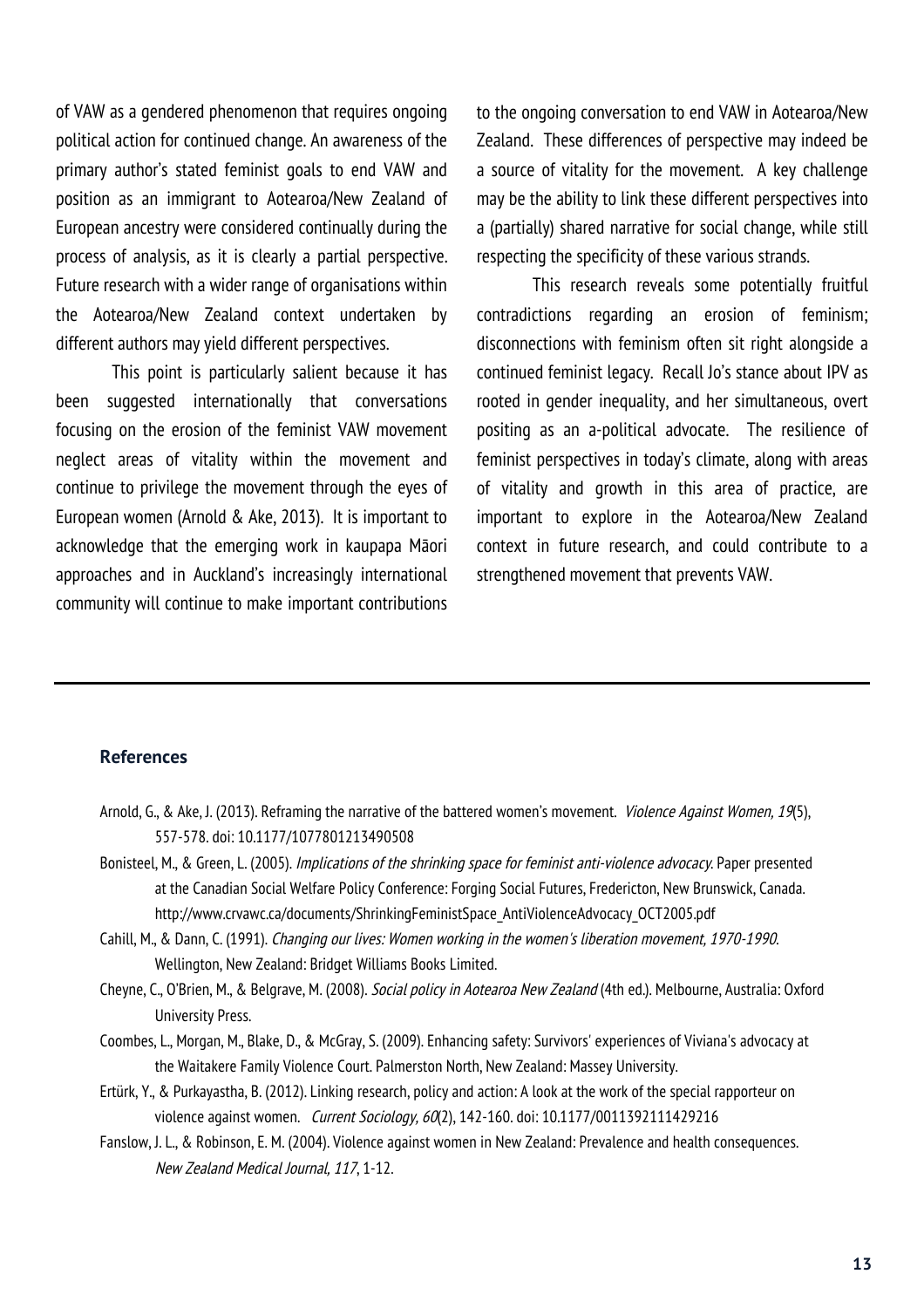of VAW as a gendered phenomenon that requires ongoing political action for continued change. An awareness of the primary author's stated feminist goals to end VAW and position as an immigrant to Aotearoa/New Zealand of European ancestry were considered continually during the process of analysis, as it is clearly a partial perspective. Future research with a wider range of organisations within the Aotearoa/New Zealand context undertaken by different authors may yield different perspectives.

This point is particularly salient because it has been suggested internationally that conversations focusing on the erosion of the feminist VAW movement neglect areas of vitality within the movement and continue to privilege the movement through the eyes of European women (Arnold & Ake, 2013). It is important to acknowledge that the emerging work in kaupapa Māori approaches and in Auckland's increasingly international community will continue to make important contributions to the ongoing conversation to end VAW in Aotearoa/New Zealand. These differences of perspective may indeed be a source of vitality for the movement. A key challenge may be the ability to link these different perspectives into a (partially) shared narrative for social change, while still respecting the specificity of these various strands.

This research reveals some potentially fruitful contradictions regarding an erosion of feminism; disconnections with feminism often sit right alongside a continued feminist legacy. Recall Jo's stance about IPV as rooted in gender inequality, and her simultaneous, overt positing as an a-political advocate. The resilience of feminist perspectives in today's climate, along with areas of vitality and growth in this area of practice, are important to explore in the Aotearoa/New Zealand context in future research, and could contribute to a strengthened movement that prevents VAW.

## References

Arnold, G., & Ake, J. (2013). Reframing the narrative of the battered women's movement. *Violence Against Women, 19*(5), 557-578. doi: 10.1177/1077801213490508

Bonisteel, M., & Green, L. (2005). *Implications of the shrinking space for feminist anti-violence advocacy.* Paper presented at the Canadian Social Welfare Policy Conference: Forging Social Futures, Fredericton, New Brunswick, Canada. http://www.crvawc.ca/documents/ShrinkingFeministSpace_AntiViolenceAdvocacy_OCT2005.pdf

Cahill, M., & Dann, C. (1991). *Changing our lives: Women working in the women's liberation movement, 1970-1990.* Wellington, New Zealand: Bridget Williams Books Limited.

Cheyne, C., O'Brien, M., & Belgrave, M. (2008). *Social policy in Aotearoa New Zealand* (4th ed.). Melbourne, Australia: Oxford University Press.

Coombes, L., Morgan, M., Blake, D., & McGray, S. (2009). Enhancing safety: Survivors' experiences of Viviana's advocacy at the Waitakere Family Violence Court. Palmerston North, New Zealand: Massey University.

Ertürk, Y., & Purkayastha, B. (2012). Linking research, policy and action: A look at the work of the special rapporteur on violence against women. *Current Sociology, 60*(2), 142-160. doi: 10.1177/0011392111429216

Fanslow, J. L., & Robinson, E. M. (2004). Violence against women in New Zealand: Prevalence and health consequences. *New Zealand Medical Journal, 117*, 1-12.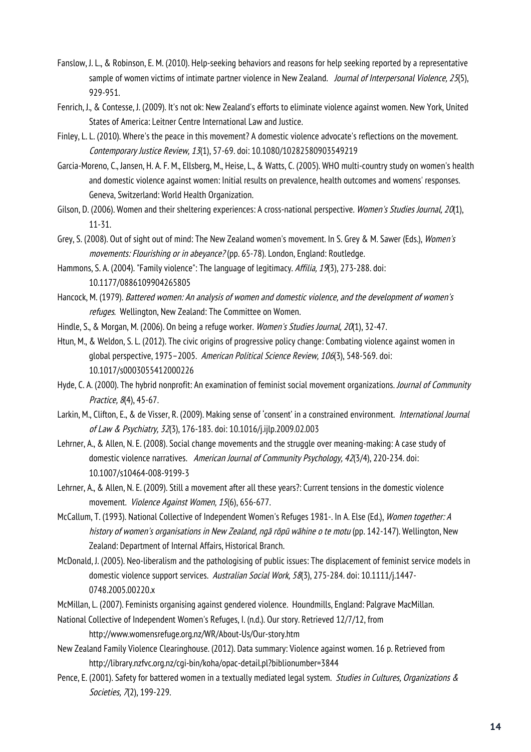Fanslow, J. L., & Robinson, E. M. (2010). Help-seeking behaviors and reasons for help seeking reported by a representative sample of women victims of intimate partner violence in New Zealand. *Journal of Interpersonal Violence, 25*(5), 929-951.

Fenrich, J., & Contesse, J. (2009). It's not ok: New Zealand's efforts to eliminate violence against women. New York, United States of America: Leitner Centre International Law and Justice.

Finley, L. L. (2010). Where's the peace in this movement? A domestic violence advocate's reflections on the movement. *Contemporary Justice Review, 13*(1), 57-69. doi: 10.1080/10282580903549219

Garcia-Moreno, C., Jansen, H. A. F. M., Ellsberg, M., Heise, L., & Watts, C. (2005). WHO multi-country study on women's health and domestic violence against women: Initial results on prevalence, health outcomes and womens' responses. Geneva, Switzerland: World Health Organization.

Gilson, D. (2006). Women and their sheltering experiences: A cross-national perspective. *Women's Studies Journal, 20*(1), 11-31.

Grey, S. (2008). Out of sight out of mind: The New Zealand women's movement. In S. Grey & M. Sawer (Eds.), *Women's movements: Flourishing or in abeyance?* (pp. 65-78). London, England: Routledge.

Hammons, S. A. (2004). "Family violence": The language of legitimacy. *Affilia, 19*(3), 273-288. doi: 10.1177/0886109904265805

Hancock, M. (1979). *Battered women: An analysis of women and domestic violence, and the development of women's refuges*. Wellington, New Zealand: The Committee on Women.

Hindle, S., & Morgan, M. (2006). On being a refuge worker. *Women's Studies Journal, 20*(1), 32-47.

Htun, M., & Weldon, S. L. (2012). The civic origins of progressive policy change: Combating violence against women in global perspective, 1975–2005. *American Political Science Review, 106*(3), 548-569. doi: 10.1017/s0003055412000226

Hyde, C. A. (2000). The hybrid nonprofit: An examination of feminist social movement organizations. *Journal of Community Practice, 8*(4), 45-67.

Larkin, M., Clifton, E., & de Visser, R. (2009). Making sense of 'consent' in a constrained environment. *International Journal of Law & Psychiatry, 32*(3), 176-183. doi: 10.1016/j.ijlp.2009.02.003

Lehrner, A., & Allen, N. E. (2008). Social change movements and the struggle over meaning-making: A case study of domestic violence narratives. *American Journal of Community Psychology, 42*(3/4), 220-234. doi: 10.1007/s10464-008-9199-3

Lehrner, A., & Allen, N. E. (2009). Still a movement after all these years?: Current tensions in the domestic violence movement. *Violence Against Women, 15*(6), 656-677.

McCallum, T. (1993). National Collective of Independent Women's Refuges 1981-. In A. Else (Ed.), *Women together: A history of women's organisations in New Zealand, ngā rōpū wāhine o te motu* (pp. 142-147). Wellington, New Zealand: Department of Internal Affairs, Historical Branch.

McDonald, J. (2005). Neo-liberalism and the pathologising of public issues: The displacement of feminist service models in domestic violence support services. *Australian Social Work, 58*(3), 275-284. doi: 10.1111/j.1447-0748.2005.00220.x

McMillan, L. (2007). Feminists organising against gendered violence. Houndmills, England: Palgrave MacMillan.

National Collective of Independent Women's Refuges, I. (n.d.). Our story. Retrieved 12/7/12, from http://www.womensrefuge.org.nz/WR/About-Us/Our-story.htm

New Zealand Family Violence Clearinghouse. (2012). Data summary: Violence against women. 16 p. Retrieved from http://library.nzfvc.org.nz/cgi-bin/koha/opac-detail.pl?biblionumber=3844

Pence, E. (2001). Safety for battered women in a textually mediated legal system. *Studies in Cultures, Organizations & Societies, 7*(2), 199-229.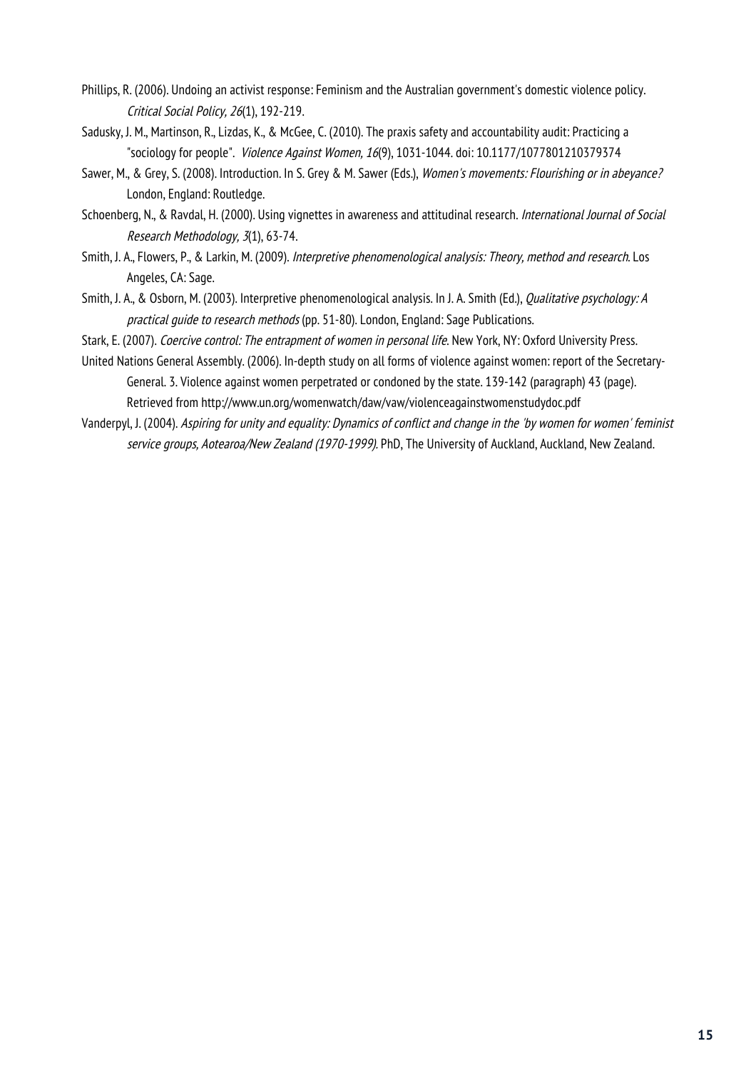Phillips, R. (2006). Undoing an activist response: Feminism and the Australian government's domestic violence policy. *Critical Social Policy, 26*(1), 192-219.

Sadusky, J. M., Martinson, R., Lizdas, K., & McGee, C. (2010). The praxis safety and accountability audit: Practicing a "sociology for people". *Violence Against Women, 16*(9), 1031-1044. doi: 10.1177/1077801210379374

Sawer, M., & Grey, S. (2008). Introduction. In S. Grey & M. Sawer (Eds.), *Women's movements: Flourishing or in abeyance?* London, England: Routledge.

Schoenberg, N., & Ravdal, H. (2000). Using vignettes in awareness and attitudinal research. *International Journal of Social Research Methodology, 3*(1), 63-74.

Smith, J. A., Flowers, P., & Larkin, M. (2009). *Interpretive phenomenological analysis: Theory, method and research*. Los Angeles, CA: Sage.

Smith, J. A., & Osborn, M. (2003). Interpretive phenomenological analysis. In J. A. Smith (Ed.), *Qualitative psychology: A practical guide to research methods* (pp. 51-80). London, England: Sage Publications.

Stark, E. (2007). *Coercive control: The entrapment of women in personal life*. New York, NY: Oxford University Press.

United Nations General Assembly. (2006). In-depth study on all forms of violence against women: report of the Secretary-General. 3. Violence against women perpetrated or condoned by the state. 139-142 (paragraph) 43 (page). Retrieved from http://www.un.org/womenwatch/daw/vaw/violenceagainstwomenstudydoc.pdf

Vanderpyl, J. (2004). *Aspiring for unity and equality: Dynamics of conflict and change in the 'by women for women' feminist service groups, Aotearoa/New Zealand (1970-1999)*. PhD, The University of Auckland, Auckland, New Zealand.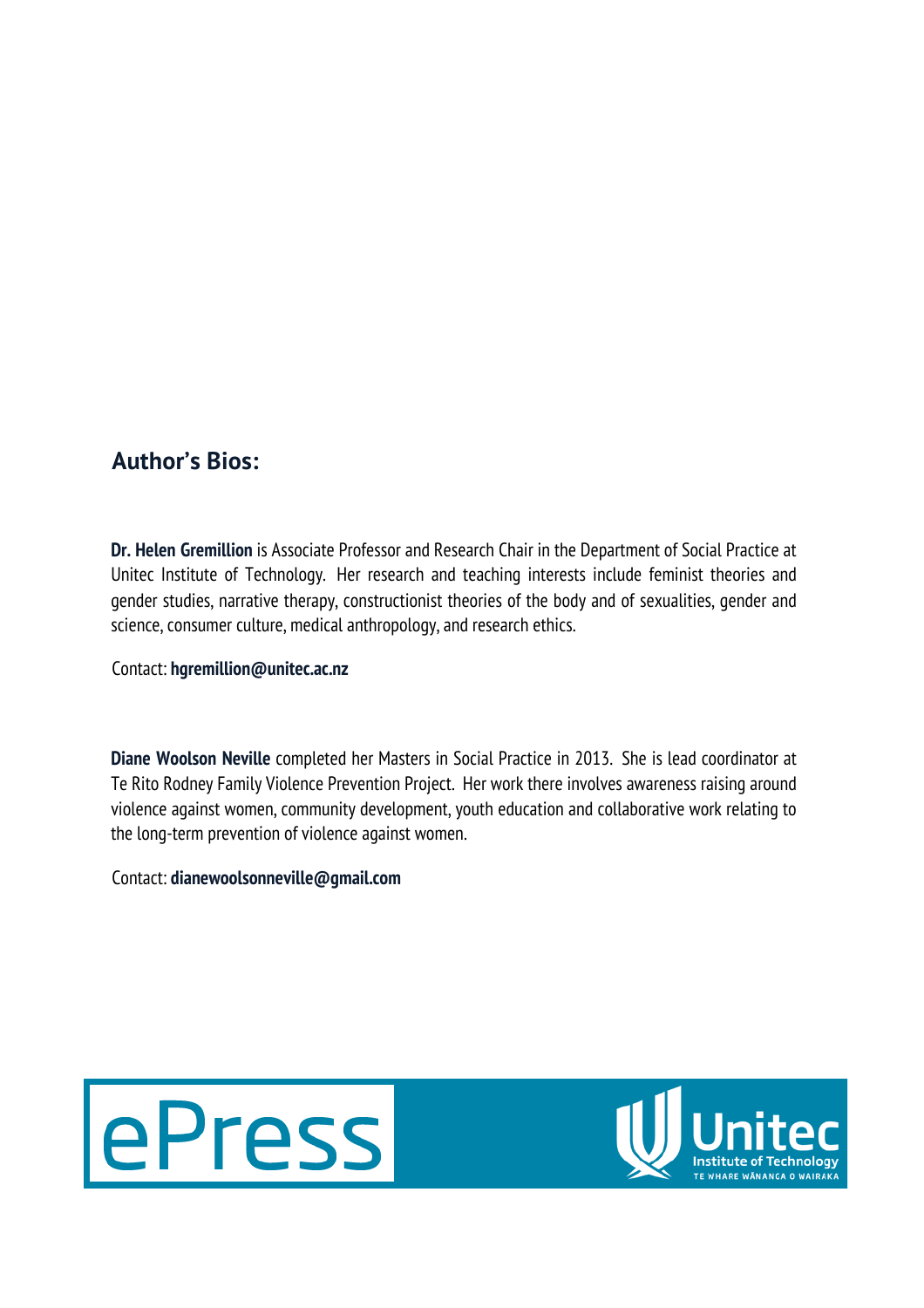## Author's Bios:

**Dr. Helen Gremillion** is Associate Professor and Research Chair in the Department of Social Practice at Unitec Institute of Technology. Her research and teaching interests include feminist theories and gender studies, narrative therapy, constructionist theories of the body and of sexualities, gender and science, consumer culture, medical anthropology, and research ethics.

Contact: **hgremillion@unitec.ac.nz**

**Diane Woolson Neville** completed her Masters in Social Practice in 2013. She is lead coordinator at Te Rito Rodney Family Violence Prevention Project. Her work there involves awareness raising around violence against women, community development, youth education and collaborative work relating to the long-term prevention of violence against women.

Contact: **dianewoolsonneville@gmail.com**

ePress

Unitec Institute of Technology
TE WHARE WĀNANGA O WAIRAKA